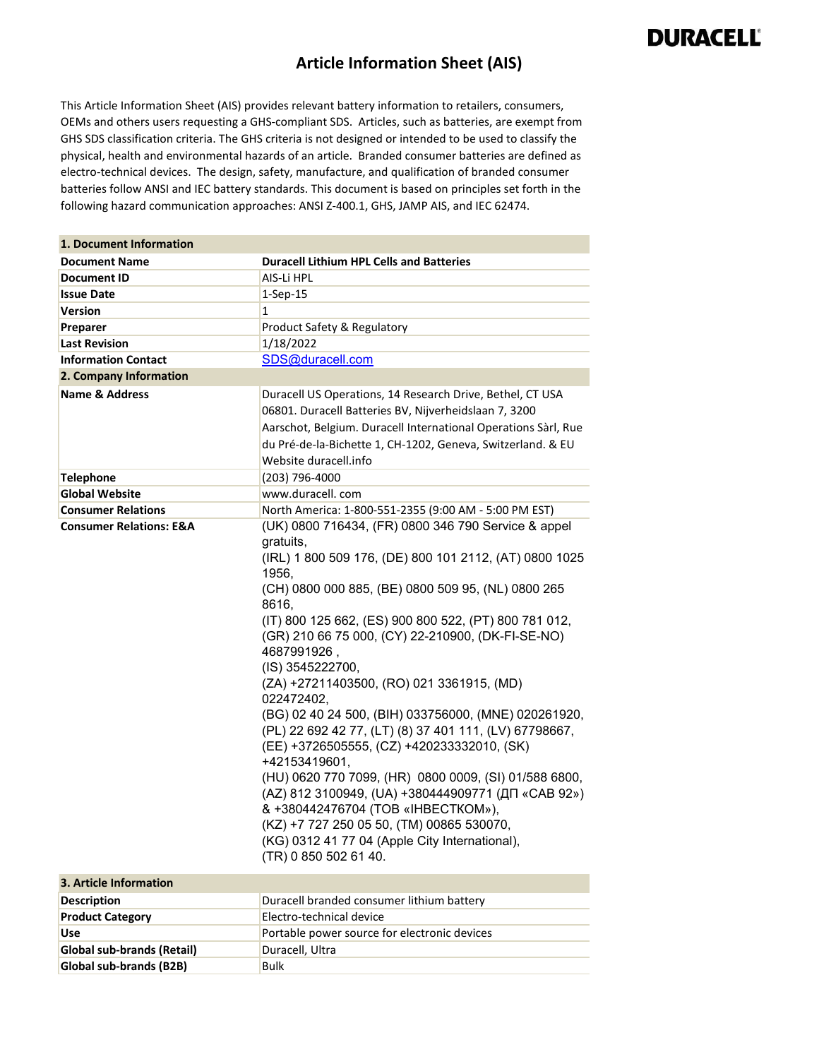DURACELL

# Article Information Sheet (AIS)

This Article Information Sheet (AIS) provides relevant battery information to retailers, consumers, OEMs and others users requesting a GHS-compliant SDS. Articles, such as batteries, are exempt from GHS SDS classification criteria. The GHS criteria is not designed or intended to be used to classify the physical, health and environmental hazards of an article. Branded consumer batteries are defined as electro-technical devices. The design, safety, manufacture, and qualification of branded consumer batteries follow ANSI and IEC battery standards. This document is based on principles set forth in the following hazard communication approaches: ANSI Z-400.1, GHS, JAMP AIS, and IEC 62474.

| **1. Document Information** | |
|---|---|
| **Document Name** | **Duracell Lithium HPL Cells and Batteries** |
| **Document ID** | AIS-Li HPL |
| **Issue Date** | 1-Sep-15 |
| **Version** | 1 |
| **Preparer** | Product Safety & Regulatory |
| **Last Revision** | 1/18/2022 |
| **Information Contact** | SDS@duracell.com |
| **2. Company Information** | |
| **Name & Address** | Duracell US Operations, 14 Research Drive, Bethel, CT USA 06801. Duracell Batteries BV, Nijverheidslaan 7, 3200 Aarschot, Belgium. Duracell International Operations Sàrl, Rue du Pré-de-la-Bichette 1, CH-1202, Geneva, Switzerland. & EU Website duracell.info |
| **Telephone** | (203) 796-4000 |
| **Global Website** | www.duracell. com |
| **Consumer Relations** | North America: 1-800-551-2355 (9:00 AM - 5:00 PM EST) |
| **Consumer Relations: E&A** | (UK) 0800 716434, (FR) 0800 346 790 Service & appel gratuits, (IRL) 1 800 509 176, (DE) 800 101 2112, (AT) 0800 1025 1956, (CH) 0800 000 885, (BE) 0800 509 95, (NL) 0800 265 8616, (IT) 800 125 662, (ES) 900 800 522, (PT) 800 781 012, (GR) 210 66 75 000, (CY) 22-210900, (DK-FI-SE-NO) 4687991926 , (IS) 3545222700, (ZA) +27211403500, (RO) 021 3361915, (MD) 022472402, (BG) 02 40 24 500, (BIH) 033756000, (MNE) 020261920, (PL) 22 692 42 77, (LT) (8) 37 401 111, (LV) 67798667, (EE) +3726505555, (CZ) +420233332010, (SK) +42153419601, (HU) 0620 770 7099, (HR) 0800 0009, (SI) 01/588 6800, (AZ) 812 3100949, (UA) +380444909771 (ДП «САВ 92») & +380442476704 (ТОВ «ІНВЕСТКОМ»), (KZ) +7 727 250 05 50, (TM) 00865 530070, (KG) 0312 41 77 04 (Apple City International), (TR) 0 850 502 61 40. |
| **3. Article Information** | |
| **Description** | Duracell branded consumer lithium battery |
| **Product Category** | Electro-technical device |
| **Use** | Portable power source for electronic devices |
| **Global sub-brands (Retail)** | Duracell, Ultra |
| **Global sub-brands (B2B)** | Bulk |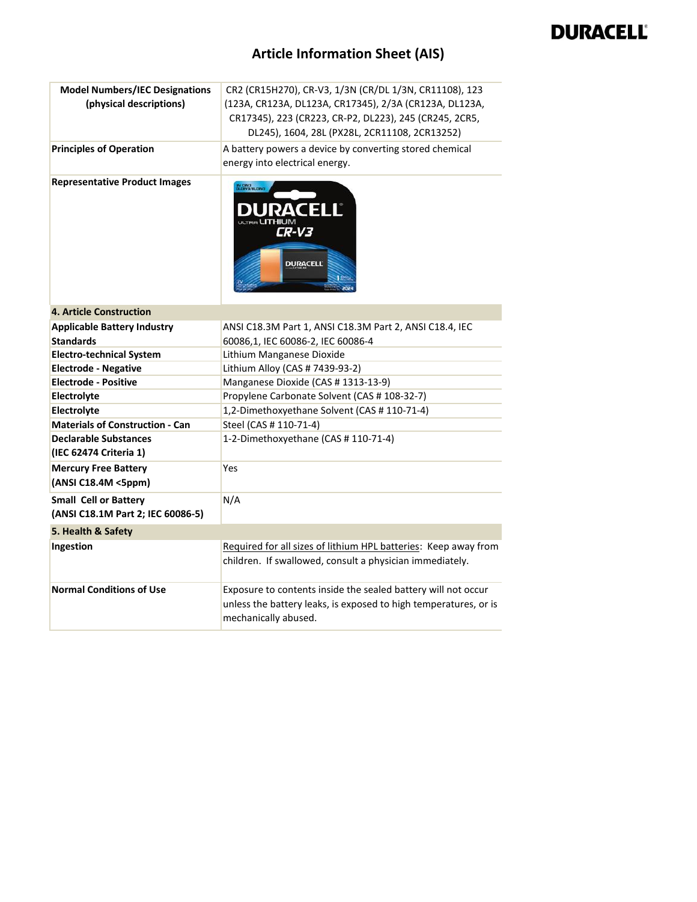# Article Information Sheet (AIS)

| **Model Numbers/IEC Designations (physical descriptions)** | CR2 (CR15H270), CR-V3, 1/3N (CR/DL 1/3N, CR11108), 123 (123A, CR123A, DL123A, CR17345), 2/3A (CR123A, DL123A, CR17345), 223 (CR223, CR-P2, DL223), 245 (CR245, 2CR5, DL245), 1604, 28L (PX28L, 2CR11108, 2CR13252) |
|---|---|
| **Principles of Operation** | A battery powers a device by converting stored chemical energy into electrical energy. |
| **Representative Product Images** | |
| **4. Article Construction** | |
| **Applicable Battery Industry Standards** | ANSI C18.3M Part 1, ANSI C18.3M Part 2, ANSI C18.4, IEC 60086,1, IEC 60086-2, IEC 60086-4 |
| **Electro-technical System** | Lithium Manganese Dioxide |
| **Electrode - Negative** | Lithium Alloy (CAS # 7439-93-2) |
| **Electrode - Positive** | Manganese Dioxide (CAS # 1313-13-9) |
| **Electrolyte** | Propylene Carbonate Solvent (CAS # 108-32-7) |
| **Electrolyte** | 1,2-Dimethoxyethane Solvent (CAS # 110-71-4) |
| **Materials of Construction - Can** | Steel (CAS # 110-71-4) |
| **Declarable Substances (IEC 62474 Criteria 1)** | 1-2-Dimethoxyethane (CAS # 110-71-4) |
| **Mercury Free Battery (ANSI C18.4M <5ppm)** | Yes |
| **Small Cell or Battery (ANSI C18.1M Part 2; IEC 60086-5)** | N/A |
| **5. Health & Safety** | |
| **Ingestion** | Required for all sizes of lithium HPL batteries: Keep away from children. If swallowed, consult a physician immediately. |
| **Normal Conditions of Use** | Exposure to contents inside the sealed battery will not occur unless the battery leaks, is exposed to high temperatures, or is mechanically abused. |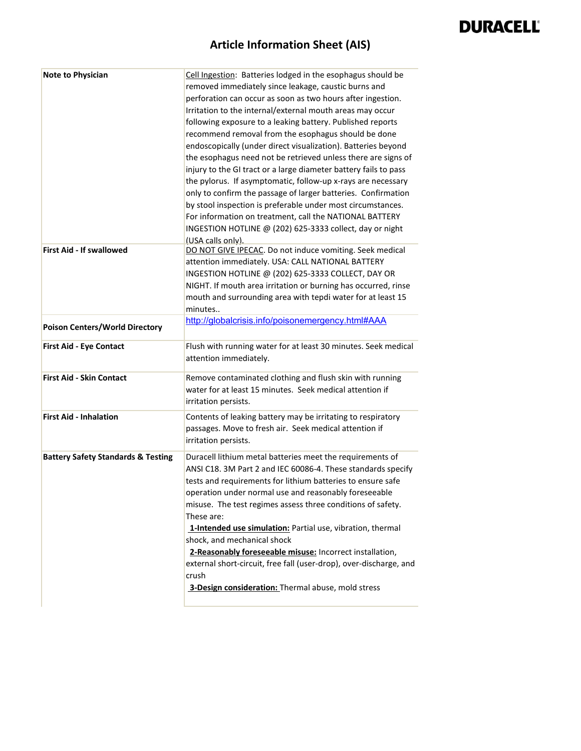# Article Information Sheet (AIS)

| | |
|---|---|
| **Note to Physician** | Cell Ingestion: Batteries lodged in the esophagus should be removed immediately since leakage, caustic burns and perforation can occur as soon as two hours after ingestion. Irritation to the internal/external mouth areas may occur following exposure to a leaking battery. Published reports recommend removal from the esophagus should be done endoscopically (under direct visualization). Batteries beyond the esophagus need not be retrieved unless there are signs of injury to the GI tract or a large diameter battery fails to pass the pylorus. If asymptomatic, follow-up x-rays are necessary only to confirm the passage of larger batteries. Confirmation by stool inspection is preferable under most circumstances. For information on treatment, call the NATIONAL BATTERY INGESTION HOTLINE @ (202) 625-3333 collect, day or night (USA calls only). |
| **First Aid - If swallowed** | DO NOT GIVE IPECAC. Do not induce vomiting. Seek medical attention immediately. USA: CALL NATIONAL BATTERY INGESTION HOTLINE @ (202) 625-3333 COLLECT, DAY OR NIGHT. If mouth area irritation or burning has occurred, rinse mouth and surrounding area with tepdi water for at least 15 minutes.. |
| **Poison Centers/World Directory** | http://globalcrisis.info/poisonemergency.html#AAA |
| **First Aid - Eye Contact** | Flush with running water for at least 30 minutes. Seek medical attention immediately. |
| **First Aid - Skin Contact** | Remove contaminated clothing and flush skin with running water for at least 15 minutes. Seek medical attention if irritation persists. |
| **First Aid - Inhalation** | Contents of leaking battery may be irritating to respiratory passages. Move to fresh air. Seek medical attention if irritation persists. |
| **Battery Safety Standards & Testing** | Duracell lithium metal batteries meet the requirements of ANSI C18. 3M Part 2 and IEC 60086-4. These standards specify tests and requirements for lithium batteries to ensure safe operation under normal use and reasonably foreseeable misuse. The test regimes assess three conditions of safety. These are:<br>**1-Intended use simulation:** Partial use, vibration, thermal shock, and mechanical shock<br>**2-Reasonably foreseeable misuse:** Incorrect installation, external short-circuit, free fall (user-drop), over-discharge, and crush<br>**3-Design consideration:** Thermal abuse, mold stress |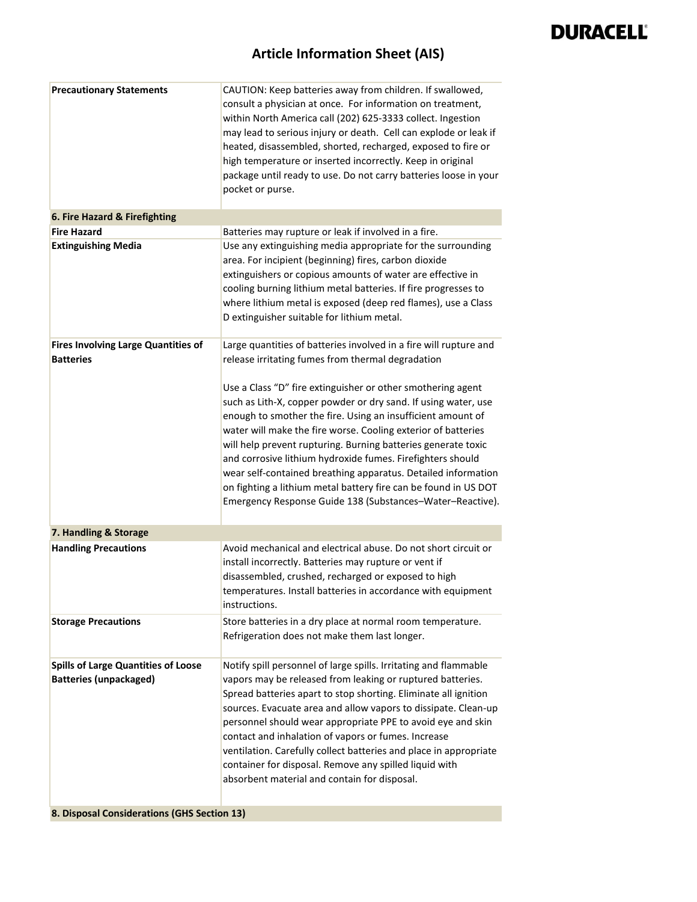| | |
|---|---|
| **Precautionary Statements** | CAUTION: Keep batteries away from children. If swallowed, consult a physician at once. For information on treatment, within North America call (202) 625-3333 collect. Ingestion may lead to serious injury or death. Cell can explode or leak if heated, disassembled, shorted, recharged, exposed to fire or high temperature or inserted incorrectly. Keep in original package until ready to use. Do not carry batteries loose in your pocket or purse. |
| **6. Fire Hazard & Firefighting** | |
| **Fire Hazard** | Batteries may rupture or leak if involved in a fire. |
| **Extinguishing Media** | Use any extinguishing media appropriate for the surrounding area. For incipient (beginning) fires, carbon dioxide extinguishers or copious amounts of water are effective in cooling burning lithium metal batteries. If fire progresses to where lithium metal is exposed (deep red flames), use a Class D extinguisher suitable for lithium metal. |
| **Fires Involving Large Quantities of Batteries** | Large quantities of batteries involved in a fire will rupture and release irritating fumes from thermal degradation<br><br>Use a Class "D" fire extinguisher or other smothering agent such as Lith-X, copper powder or dry sand. If using water, use enough to smother the fire. Using an insufficient amount of water will make the fire worse. Cooling exterior of batteries will help prevent rupturing. Burning batteries generate toxic and corrosive lithium hydroxide fumes. Firefighters should wear self-contained breathing apparatus. Detailed information on fighting a lithium metal battery fire can be found in US DOT Emergency Response Guide 138 (Substances–Water–Reactive). |
| **7. Handling & Storage** | |
| **Handling Precautions** | Avoid mechanical and electrical abuse. Do not short circuit or install incorrectly. Batteries may rupture or vent if disassembled, crushed, recharged or exposed to high temperatures. Install batteries in accordance with equipment instructions. |
| **Storage Precautions** | Store batteries in a dry place at normal room temperature. Refrigeration does not make them last longer. |
| **Spills of Large Quantities of Loose Batteries (unpackaged)** | Notify spill personnel of large spills. Irritating and flammable vapors may be released from leaking or ruptured batteries. Spread batteries apart to stop shorting. Eliminate all ignition sources. Evacuate area and allow vapors to dissipate. Clean-up personnel should wear appropriate PPE to avoid eye and skin contact and inhalation of vapors or fumes. Increase ventilation. Carefully collect batteries and place in appropriate container for disposal. Remove any spilled liquid with absorbent material and contain for disposal. |
| **8. Disposal Considerations (GHS Section 13)** | |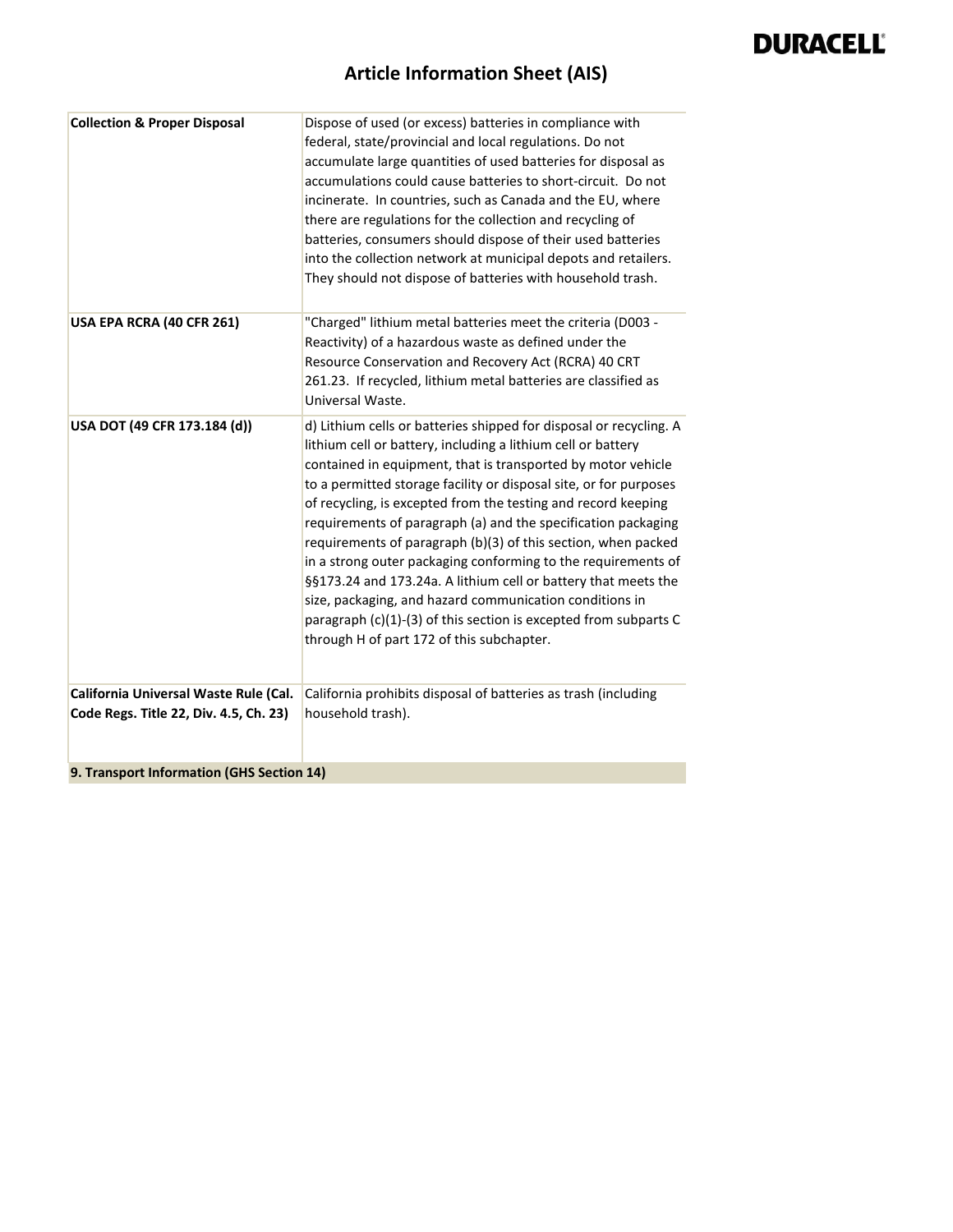| | |
|---|---|
| **Collection & Proper Disposal** | Dispose of used (or excess) batteries in compliance with federal, state/provincial and local regulations. Do not accumulate large quantities of used batteries for disposal as accumulations could cause batteries to short-circuit. Do not incinerate. In countries, such as Canada and the EU, where there are regulations for the collection and recycling of batteries, consumers should dispose of their used batteries into the collection network at municipal depots and retailers. They should not dispose of batteries with household trash. |
| **USA EPA RCRA (40 CFR 261)** | "Charged" lithium metal batteries meet the criteria (D003 - Reactivity) of a hazardous waste as defined under the Resource Conservation and Recovery Act (RCRA) 40 CRT 261.23. If recycled, lithium metal batteries are classified as Universal Waste. |
| **USA DOT (49 CFR 173.184 (d))** | d) Lithium cells or batteries shipped for disposal or recycling. A lithium cell or battery, including a lithium cell or battery contained in equipment, that is transported by motor vehicle to a permitted storage facility or disposal site, or for purposes of recycling, is excepted from the testing and record keeping requirements of paragraph (a) and the specification packaging requirements of paragraph (b)(3) of this section, when packed in a strong outer packaging conforming to the requirements of §§173.24 and 173.24a. A lithium cell or battery that meets the size, packaging, and hazard communication conditions in paragraph (c)(1)-(3) of this section is excepted from subparts C through H of part 172 of this subchapter. |
| **California Universal Waste Rule (Cal. Code Regs. Title 22, Div. 4.5, Ch. 23)** | California prohibits disposal of batteries as trash (including household trash). |

## 9. Transport Information (GHS Section 14)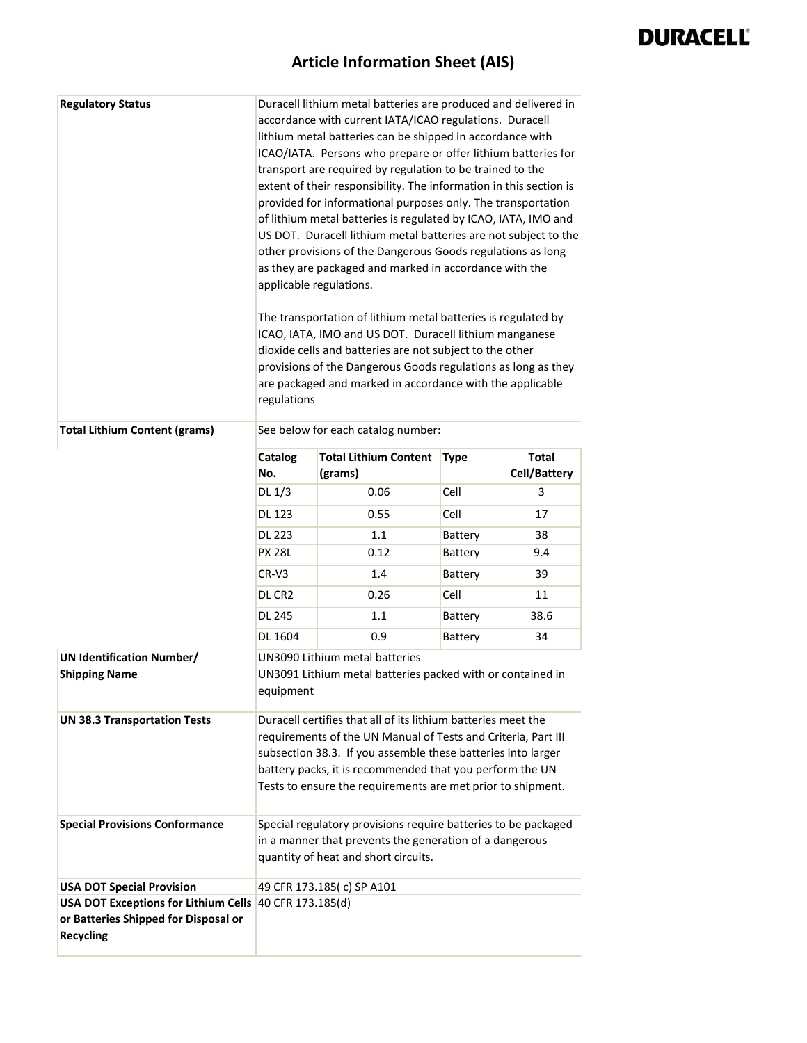DURACELL

# Article Information Sheet (AIS)

| | |
|---|---|
| **Regulatory Status** | Duracell lithium metal batteries are produced and delivered in accordance with current IATA/ICAO regulations. Duracell lithium metal batteries can be shipped in accordance with ICAO/IATA. Persons who prepare or offer lithium batteries for transport are required by regulation to be trained to the extent of their responsibility. The information in this section is provided for informational purposes only. The transportation of lithium metal batteries is regulated by ICAO, IATA, IMO and US DOT. Duracell lithium metal batteries are not subject to the other provisions of the Dangerous Goods regulations as long as they are packaged and marked in accordance with the applicable regulations.<br><br>The transportation of lithium metal batteries is regulated by ICAO, IATA, IMO and US DOT. Duracell lithium manganese dioxide cells and batteries are not subject to the other provisions of the Dangerous Goods regulations as long as they are packaged and marked in accordance with the applicable regulations |
| **Total Lithium Content (grams)** | See below for each catalog number: |

| Catalog No. | Total Lithium Content (grams) | Type | Total Cell/Battery |
|---|---|---|---|
| DL 1/3 | 0.06 | Cell | 3 |
| DL 123 | 0.55 | Cell | 17 |
| DL 223 | 1.1 | Battery | 38 |
| PX 28L | 0.12 | Battery | 9.4 |
| CR-V3 | 1.4 | Battery | 39 |
| DL CR2 | 0.26 | Cell | 11 |
| DL 245 | 1.1 | Battery | 38.6 |
| DL 1604 | 0.9 | Battery | 34 |

| | |
|---|---|
| **UN Identification Number/ Shipping Name** | UN3090 Lithium metal batteries<br>UN3091 Lithium metal batteries packed with or contained in equipment |
| **UN 38.3 Transportation Tests** | Duracell certifies that all of its lithium batteries meet the requirements of the UN Manual of Tests and Criteria, Part III subsection 38.3. If you assemble these batteries into larger battery packs, it is recommended that you perform the UN Tests to ensure the requirements are met prior to shipment. |
| **Special Provisions Conformance** | Special regulatory provisions require batteries to be packaged in a manner that prevents the generation of a dangerous quantity of heat and short circuits. |
| **USA DOT Special Provision** | 49 CFR 173.185( c) SP A101 |
| **USA DOT Exceptions for Lithium Cells or Batteries Shipped for Disposal or Recycling** | 40 CFR 173.185(d) |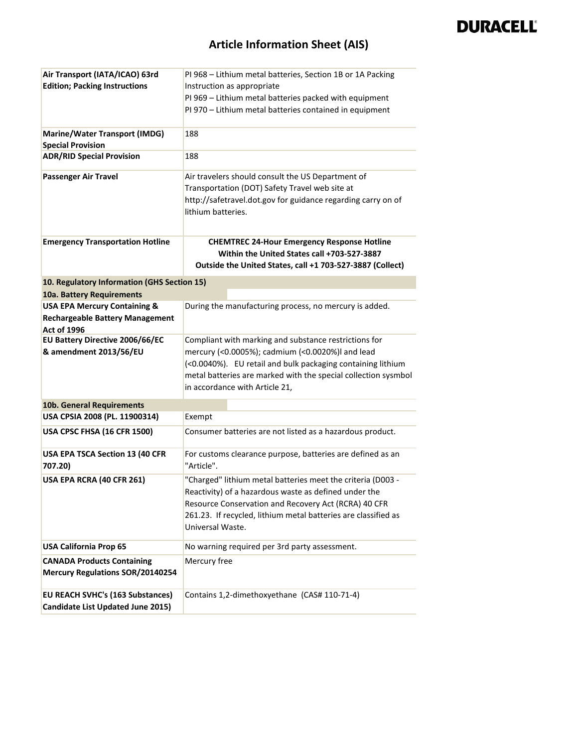# Article Information Sheet (AIS)

| | |
|---|---|
| **Air Transport (IATA/ICAO) 63rd Edition; Packing Instructions** | PI 968 – Lithium metal batteries, Section 1B or 1A Packing Instruction as appropriate<br>PI 969 – Lithium metal batteries packed with equipment<br>PI 970 – Lithium metal batteries contained in equipment |
| **Marine/Water Transport (IMDG) Special Provision** | 188 |
| **ADR/RID Special Provision** | 188 |
| **Passenger Air Travel** | Air travelers should consult the US Department of Transportation (DOT) Safety Travel web site at http://safetravel.dot.gov for guidance regarding carry on of lithium batteries. |
| **Emergency Transportation Hotline** | **CHEMTREC 24-Hour Emergency Response Hotline**<br>**Within the United States call +703-527-3887**<br>**Outside the United States, call +1 703-527-3887 (Collect)** |
| **10. Regulatory Information (GHS Section 15)** | |
| **10a. Battery Requirements** | |
| **USA EPA Mercury Containing & Rechargeable Battery Management Act of 1996** | During the manufacturing process, no mercury is added. |
| **EU Battery Directive 2006/66/EC & amendment 2013/56/EU** | Compliant with marking and substance restrictions for mercury (<0.0005%); cadmium (<0.0020%)l and lead (<0.0040%). EU retail and bulk packaging containing lithium metal batteries are marked with the special collection sysmbol in accordance with Article 21, |
| **10b. General Requirements** | |
| **USA CPSIA 2008 (PL. 11900314)** | Exempt |
| **USA CPSC FHSA (16 CFR 1500)** | Consumer batteries are not listed as a hazardous product. |
| **USA EPA TSCA Section 13 (40 CFR 707.20)** | For customs clearance purpose, batteries are defined as an "Article". |
| **USA EPA RCRA (40 CFR 261)** | "Charged" lithium metal batteries meet the criteria (D003 - Reactivity) of a hazardous waste as defined under the Resource Conservation and Recovery Act (RCRA) 40 CFR 261.23. If recycled, lithium metal batteries are classified as Universal Waste. |
| **USA California Prop 65** | No warning required per 3rd party assessment. |
| **CANADA Products Containing Mercury Regulations SOR/20140254** | Mercury free |
| **EU REACH SVHC's (163 Substances) Candidate List Updated June 2015)** | Contains 1,2-dimethoxyethane (CAS# 110-71-4) |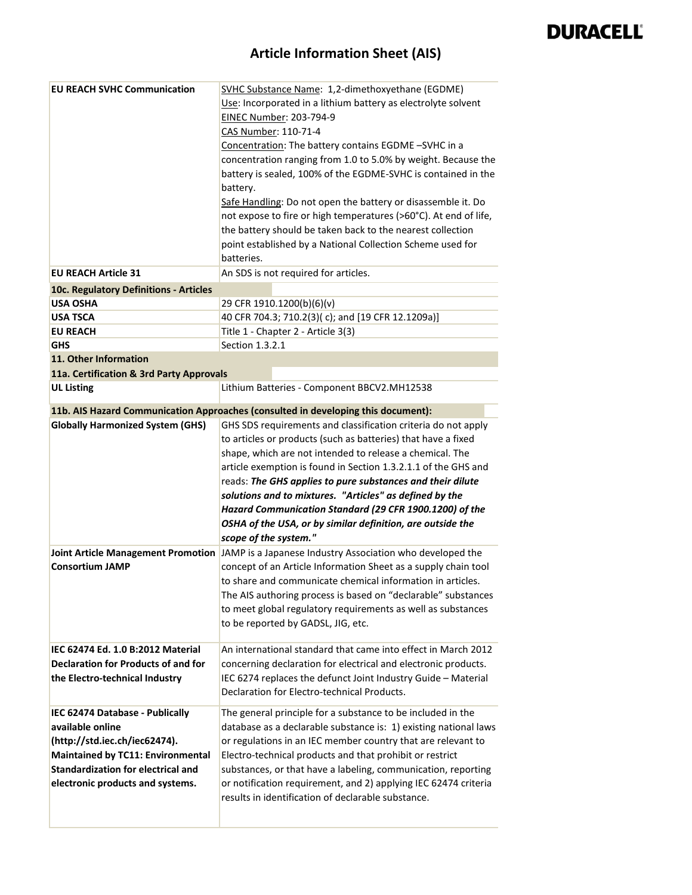# Article Information Sheet (AIS)

| | |
|---|---|
| **EU REACH SVHC Communication** | SVHC Substance Name: 1,2-dimethoxyethane (EGDME)<br>Use: Incorporated in a lithium battery as electrolyte solvent<br>EINEC Number: 203-794-9<br>CAS Number: 110-71-4<br>Concentration: The battery contains EGDME –SVHC in a concentration ranging from 1.0 to 5.0% by weight. Because the battery is sealed, 100% of the EGDME-SVHC is contained in the battery.<br>Safe Handling: Do not open the battery or disassemble it. Do not expose to fire or high temperatures (>60°C). At end of life, the battery should be taken back to the nearest collection point established by a National Collection Scheme used for batteries. |
| **EU REACH Article 31** | An SDS is not required for articles. |
| **10c. Regulatory Definitions - Articles** | |
| **USA OSHA** | 29 CFR 1910.1200(b)(6)(v) |
| **USA TSCA** | 40 CFR 704.3; 710.2(3)( c); and [19 CFR 12.1209a)] |
| **EU REACH** | Title 1 - Chapter 2 - Article 3(3) |
| **GHS** | Section 1.3.2.1 |
| **11. Other Information** | |
| **11a. Certification & 3rd Party Approvals** | |
| **UL Listing** | Lithium Batteries - Component BBCV2.MH12538 |
| **11b. AIS Hazard Communication Approaches (consulted in developing this document):** | |
| **Globally Harmonized System (GHS)** | GHS SDS requirements and classification criteria do not apply to articles or products (such as batteries) that have a fixed shape, which are not intended to release a chemical. The article exemption is found in Section 1.3.2.1.1 of the GHS and reads: ***The GHS applies to pure substances and their dilute solutions and to mixtures. "Articles" as defined by the Hazard Communication Standard (29 CFR 1900.1200) of the OSHA of the USA, or by similar definition, are outside the scope of the system."*** |
| **Joint Article Management Promotion Consortium JAMP** | JAMP is a Japanese Industry Association who developed the concept of an Article Information Sheet as a supply chain tool to share and communicate chemical information in articles. The AIS authoring process is based on "declarable" substances to meet global regulatory requirements as well as substances to be reported by GADSL, JIG, etc. |
| **IEC 62474 Ed. 1.0 B:2012 Material Declaration for Products of and for the Electro-technical Industry** | An international standard that came into effect in March 2012 concerning declaration for electrical and electronic products. IEC 6274 replaces the defunct Joint Industry Guide – Material Declaration for Electro-technical Products. |
| **IEC 62474 Database - Publically available online (http://std.iec.ch/iec62474). Maintained by TC11: Environmental Standardization for electrical and electronic products and systems.** | The general principle for a substance to be included in the database as a declarable substance is: 1) existing national laws or regulations in an IEC member country that are relevant to Electro-technical products and that prohibit or restrict substances, or that have a labeling, communication, reporting or notification requirement, and 2) applying IEC 62474 criteria results in identification of declarable substance. |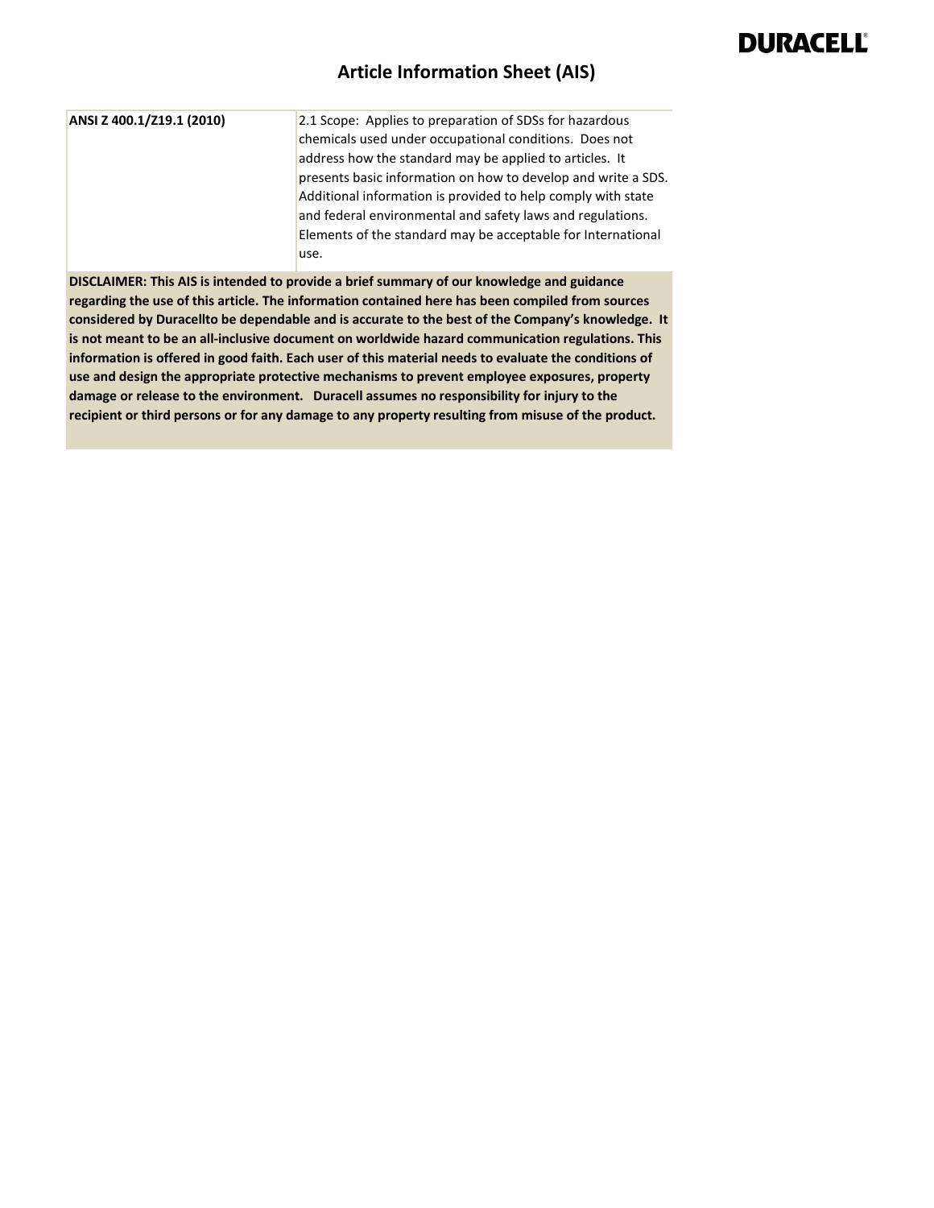| | |
|---|---|
| **ANSI Z 400.1/Z19.1 (2010)** | 2.1 Scope: Applies to preparation of SDSs for hazardous chemicals used under occupational conditions. Does not address how the standard may be applied to articles. It presents basic information on how to develop and write a SDS. Additional information is provided to help comply with state and federal environmental and safety laws and regulations. Elements of the standard may be acceptable for International use. |

**DISCLAIMER: This AIS is intended to provide a brief summary of our knowledge and guidance regarding the use of this article. The information contained here has been compiled from sources considered by Duracellto be dependable and is accurate to the best of the Company's knowledge. It is not meant to be an all-inclusive document on worldwide hazard communication regulations. This information is offered in good faith. Each user of this material needs to evaluate the conditions of use and design the appropriate protective mechanisms to prevent employee exposures, property damage or release to the environment. Duracell assumes no responsibility for injury to the recipient or third persons or for any damage to any property resulting from misuse of the product.**